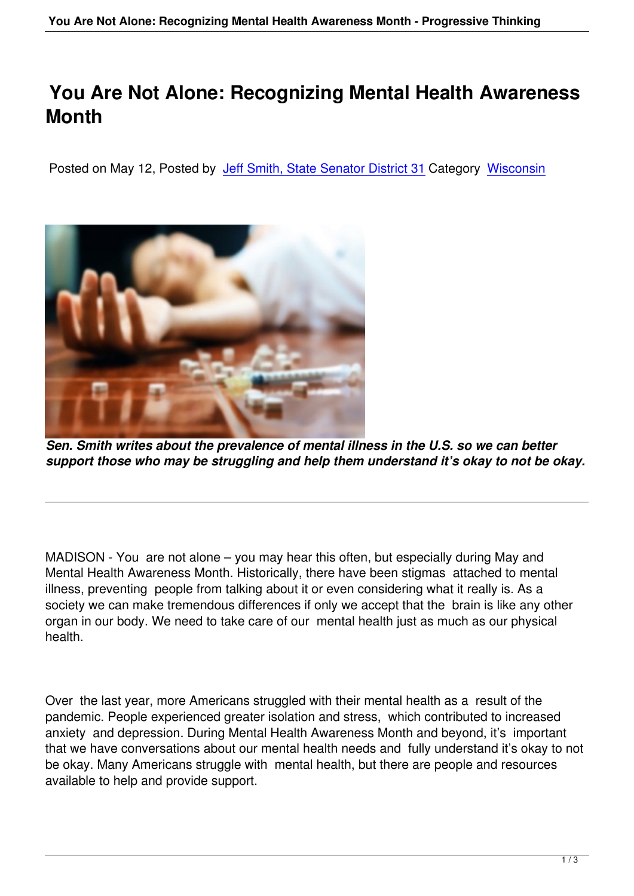# You Are Not Alone: Recognizing Mental Health Awareness Month

Posted on May 12, Posted by [Jeff Smith, State Senator District 31] Category [Wisconsin]

***Sen. Smith writes about the prevalence of mental illness in the U.S. so we can better support those who may be struggling and help them understand it's okay to not be okay.***

---

MADISON - You are not alone – you may hear this often, but especially during May and Mental Health Awareness Month. Historically, there have been stigmas attached to mental illness, preventing people from talking about it or even considering what it really is. As a society we can make tremendous differences if only we accept that the brain is like any other organ in our body. We need to take care of our mental health just as much as our physical health.

Over the last year, more Americans struggled with their mental health as a result of the pandemic. People experienced greater isolation and stress, which contributed to increased anxiety and depression. During Mental Health Awareness Month and beyond, it's important that we have conversations about our mental health needs and fully understand it's okay to not be okay. Many Americans struggle with mental health, but there are people and resources available to help and provide support.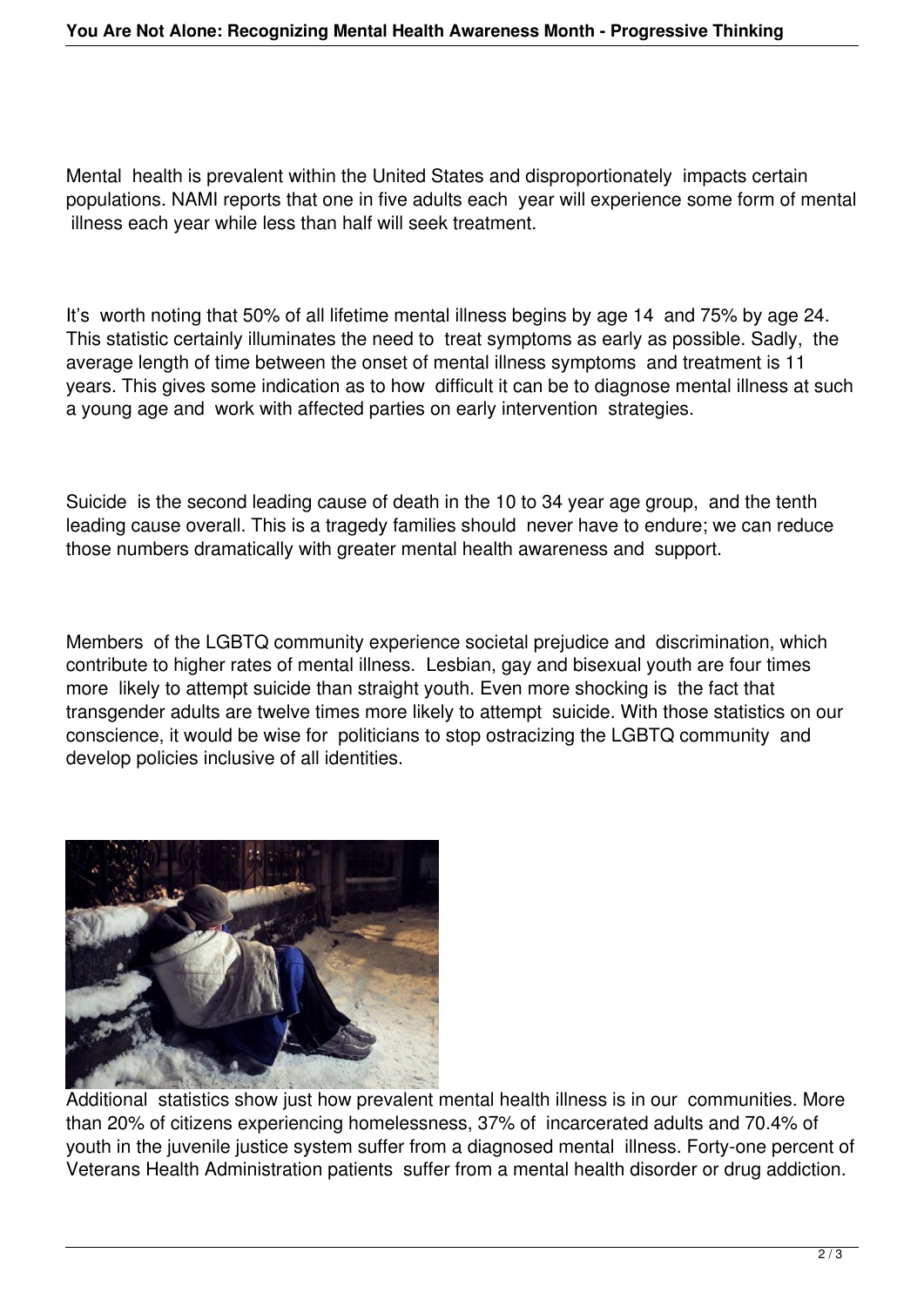Mental health is prevalent within the United States and disproportionately impacts certain populations. NAMI reports that one in five adults each year will experience some form of mental illness each year while less than half will seek treatment.

It's worth noting that 50% of all lifetime mental illness begins by age 14 and 75% by age 24. This statistic certainly illuminates the need to treat symptoms as early as possible. Sadly, the average length of time between the onset of mental illness symptoms and treatment is 11 years. This gives some indication as to how difficult it can be to diagnose mental illness at such a young age and work with affected parties on early intervention strategies.

Suicide is the second leading cause of death in the 10 to 34 year age group, and the tenth leading cause overall. This is a tragedy families should never have to endure; we can reduce those numbers dramatically with greater mental health awareness and support.

Members of the LGBTQ community experience societal prejudice and discrimination, which contribute to higher rates of mental illness. Lesbian, gay and bisexual youth are four times more likely to attempt suicide than straight youth. Even more shocking is the fact that transgender adults are twelve times more likely to attempt suicide. With those statistics on our conscience, it would be wise for politicians to stop ostracizing the LGBTQ community and develop policies inclusive of all identities.

Additional statistics show just how prevalent mental health illness is in our communities. More than 20% of citizens experiencing homelessness, 37% of incarcerated adults and 70.4% of youth in the juvenile justice system suffer from a diagnosed mental illness. Forty-one percent of Veterans Health Administration patients suffer from a mental health disorder or drug addiction.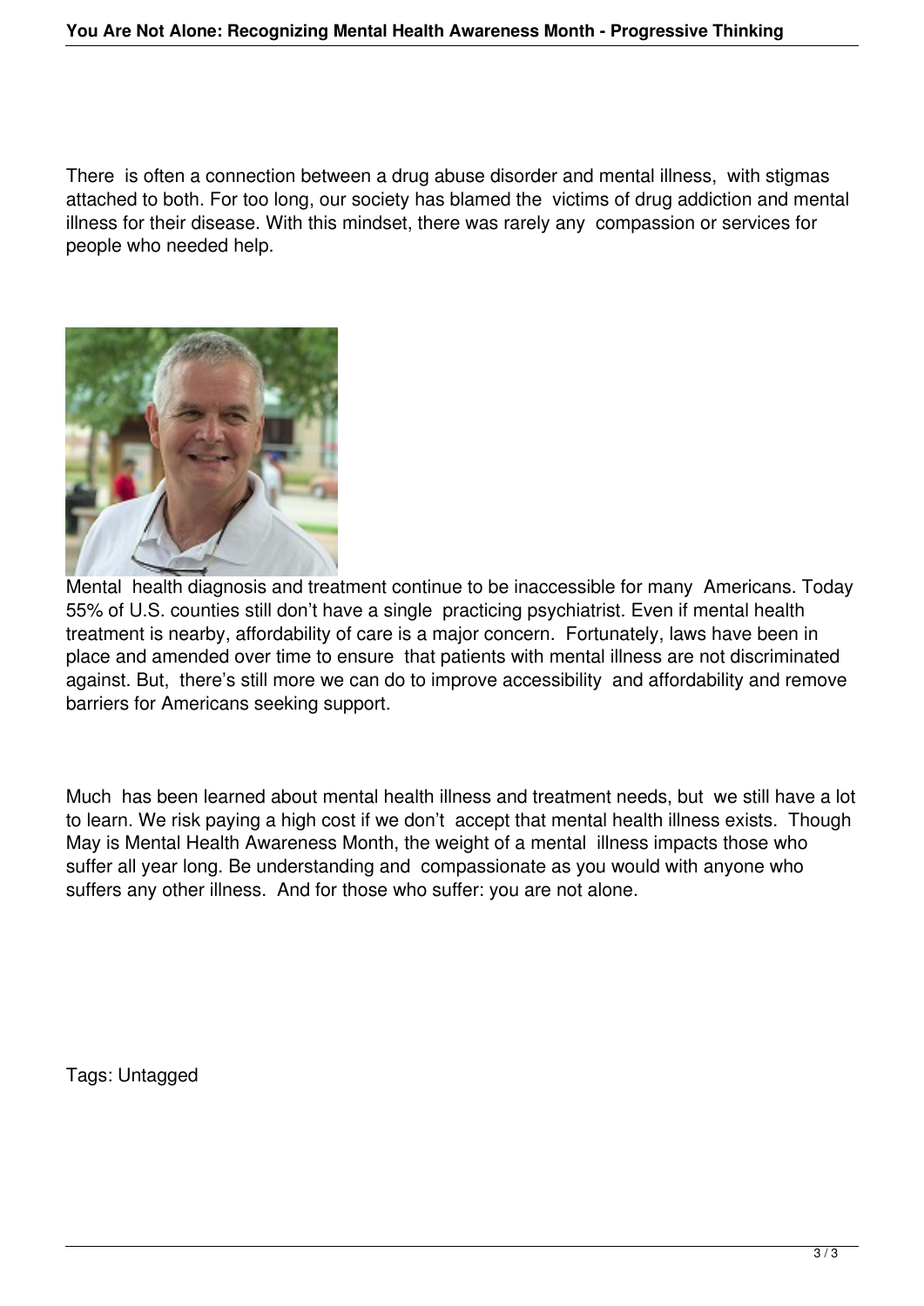There is often a connection between a drug abuse disorder and mental illness, with stigmas attached to both. For too long, our society has blamed the victims of drug addiction and mental illness for their disease. With this mindset, there was rarely any compassion or services for people who needed help.

Mental health diagnosis and treatment continue to be inaccessible for many Americans. Today 55% of U.S. counties still don't have a single practicing psychiatrist. Even if mental health treatment is nearby, affordability of care is a major concern. Fortunately, laws have been in place and amended over time to ensure that patients with mental illness are not discriminated against. But, there's still more we can do to improve accessibility and affordability and remove barriers for Americans seeking support.

Much has been learned about mental health illness and treatment needs, but we still have a lot to learn. We risk paying a high cost if we don't accept that mental health illness exists. Though May is Mental Health Awareness Month, the weight of a mental illness impacts those who suffer all year long. Be understanding and compassionate as you would with anyone who suffers any other illness. And for those who suffer: you are not alone.

Tags: Untagged